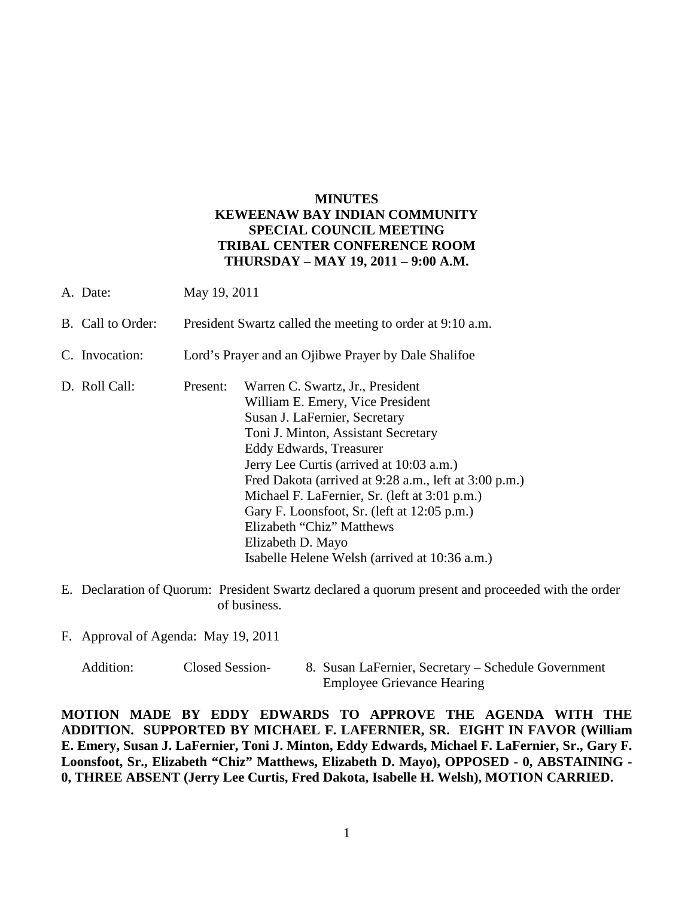**MINUTES**
**KEWEENAW BAY INDIAN COMMUNITY**
**SPECIAL COUNCIL MEETING**
**TRIBAL CENTER CONFERENCE ROOM**
**THURSDAY – MAY 19, 2011 – 9:00 A.M.**

A. Date: May 19, 2011

B. Call to Order: President Swartz called the meeting to order at 9:10 a.m.

C. Invocation: Lord's Prayer and an Ojibwe Prayer by Dale Shalifoe

D. Roll Call: Present:
Warren C. Swartz, Jr., President
William E. Emery, Vice President
Susan J. LaFernier, Secretary
Toni J. Minton, Assistant Secretary
Eddy Edwards, Treasurer
Jerry Lee Curtis (arrived at 10:03 a.m.)
Fred Dakota (arrived at 9:28 a.m., left at 3:00 p.m.)
Michael F. LaFernier, Sr. (left at 3:01 p.m.)
Gary F. Loonsfoot, Sr. (left at 12:05 p.m.)
Elizabeth "Chiz" Matthews
Elizabeth D. Mayo
Isabelle Helene Welsh (arrived at 10:36 a.m.)

E. Declaration of Quorum: President Swartz declared a quorum present and proceeded with the order of business.

F. Approval of Agenda: May 19, 2011

Addition: Closed Session- 8. Susan LaFernier, Secretary – Schedule Government Employee Grievance Hearing

**MOTION MADE BY EDDY EDWARDS TO APPROVE THE AGENDA WITH THE ADDITION. SUPPORTED BY MICHAEL F. LAFERNIER, SR. EIGHT IN FAVOR (William E. Emery, Susan J. LaFernier, Toni J. Minton, Eddy Edwards, Michael F. LaFernier, Sr., Gary F. Loonsfoot, Sr., Elizabeth "Chiz" Matthews, Elizabeth D. Mayo), OPPOSED - 0, ABSTAINING - 0, THREE ABSENT (Jerry Lee Curtis, Fred Dakota, Isabelle H. Welsh), MOTION CARRIED.**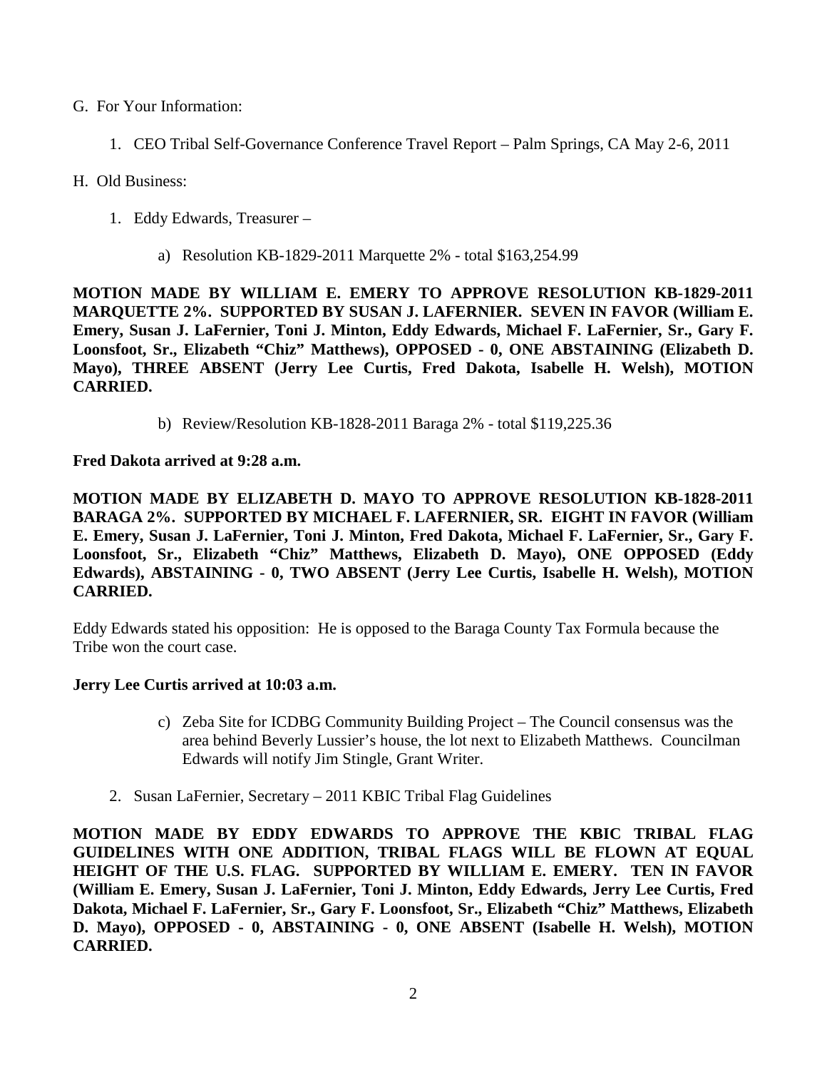G. For Your Information:

1. CEO Tribal Self-Governance Conference Travel Report – Palm Springs, CA May 2-6, 2011

H. Old Business:

1. Eddy Edwards, Treasurer –

    a) Resolution KB-1829-2011 Marquette 2% - total $163,254.99

**MOTION MADE BY WILLIAM E. EMERY TO APPROVE RESOLUTION KB-1829-2011 MARQUETTE 2%. SUPPORTED BY SUSAN J. LAFERNIER. SEVEN IN FAVOR (William E. Emery, Susan J. LaFernier, Toni J. Minton, Eddy Edwards, Michael F. LaFernier, Sr., Gary F. Loonsfoot, Sr., Elizabeth "Chiz" Matthews), OPPOSED - 0, ONE ABSTAINING (Elizabeth D. Mayo), THREE ABSENT (Jerry Lee Curtis, Fred Dakota, Isabelle H. Welsh), MOTION CARRIED.**

    b) Review/Resolution KB-1828-2011 Baraga 2% - total $119,225.36

**Fred Dakota arrived at 9:28 a.m.**

**MOTION MADE BY ELIZABETH D. MAYO TO APPROVE RESOLUTION KB-1828-2011 BARAGA 2%. SUPPORTED BY MICHAEL F. LAFERNIER, SR. EIGHT IN FAVOR (William E. Emery, Susan J. LaFernier, Toni J. Minton, Fred Dakota, Michael F. LaFernier, Sr., Gary F. Loonsfoot, Sr., Elizabeth "Chiz" Matthews, Elizabeth D. Mayo), ONE OPPOSED (Eddy Edwards), ABSTAINING - 0, TWO ABSENT (Jerry Lee Curtis, Isabelle H. Welsh), MOTION CARRIED.**

Eddy Edwards stated his opposition: He is opposed to the Baraga County Tax Formula because the Tribe won the court case.

**Jerry Lee Curtis arrived at 10:03 a.m.**

    c) Zeba Site for ICDBG Community Building Project – The Council consensus was the area behind Beverly Lussier's house, the lot next to Elizabeth Matthews. Councilman Edwards will notify Jim Stingle, Grant Writer.

2. Susan LaFernier, Secretary – 2011 KBIC Tribal Flag Guidelines

**MOTION MADE BY EDDY EDWARDS TO APPROVE THE KBIC TRIBAL FLAG GUIDELINES WITH ONE ADDITION, TRIBAL FLAGS WILL BE FLOWN AT EQUAL HEIGHT OF THE U.S. FLAG. SUPPORTED BY WILLIAM E. EMERY. TEN IN FAVOR (William E. Emery, Susan J. LaFernier, Toni J. Minton, Eddy Edwards, Jerry Lee Curtis, Fred Dakota, Michael F. LaFernier, Sr., Gary F. Loonsfoot, Sr., Elizabeth "Chiz" Matthews, Elizabeth D. Mayo), OPPOSED - 0, ABSTAINING - 0, ONE ABSENT (Isabelle H. Welsh), MOTION CARRIED.**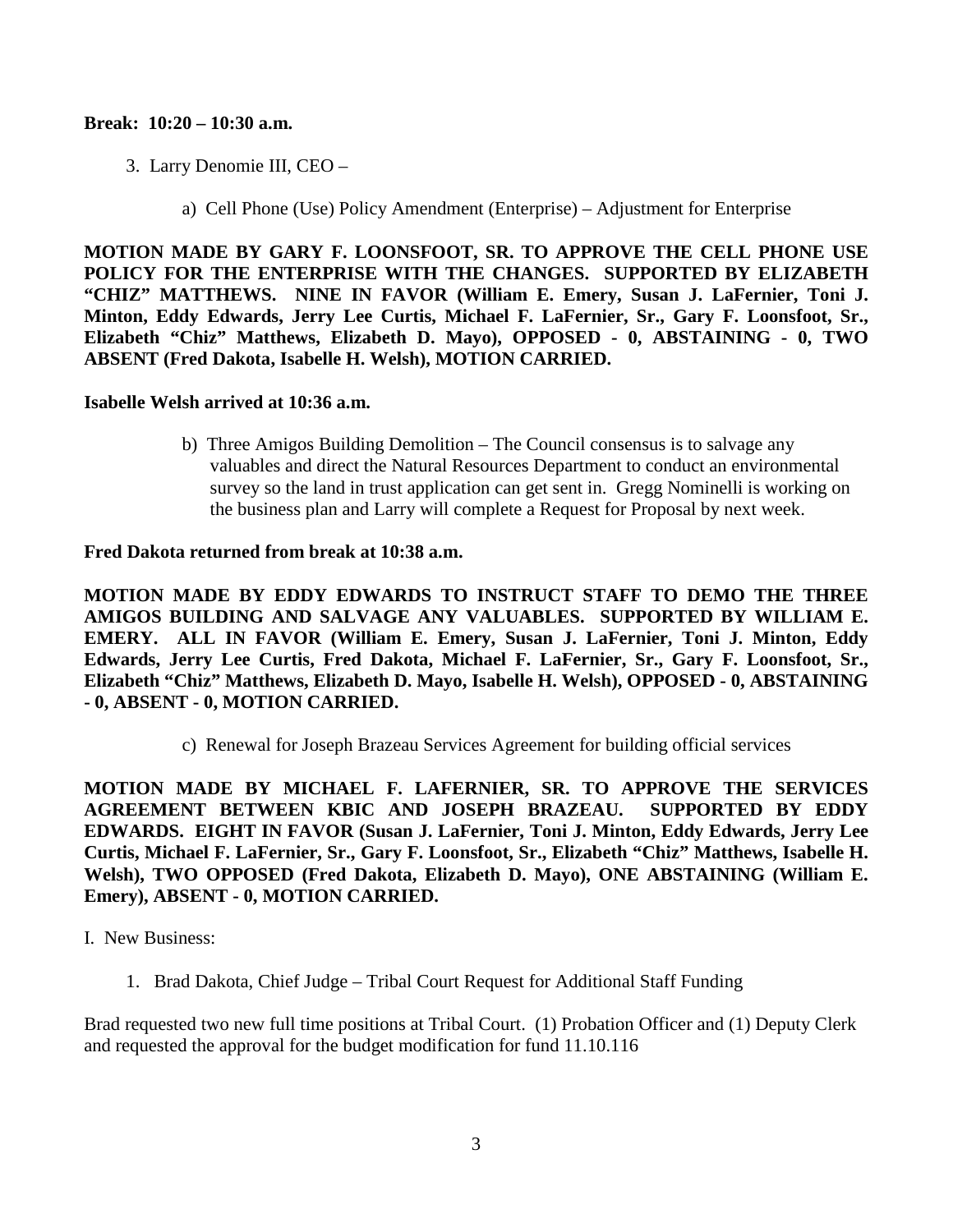**Break: 10:20 – 10:30 a.m.**

3. Larry Denomie III, CEO –

    a) Cell Phone (Use) Policy Amendment (Enterprise) – Adjustment for Enterprise

**MOTION MADE BY GARY F. LOONSFOOT, SR. TO APPROVE THE CELL PHONE USE POLICY FOR THE ENTERPRISE WITH THE CHANGES. SUPPORTED BY ELIZABETH "CHIZ" MATTHEWS. NINE IN FAVOR (William E. Emery, Susan J. LaFernier, Toni J. Minton, Eddy Edwards, Jerry Lee Curtis, Michael F. LaFernier, Sr., Gary F. Loonsfoot, Sr., Elizabeth "Chiz" Matthews, Elizabeth D. Mayo), OPPOSED - 0, ABSTAINING - 0, TWO ABSENT (Fred Dakota, Isabelle H. Welsh), MOTION CARRIED.**

**Isabelle Welsh arrived at 10:36 a.m.**

    b) Three Amigos Building Demolition – The Council consensus is to salvage any valuables and direct the Natural Resources Department to conduct an environmental survey so the land in trust application can get sent in. Gregg Nominelli is working on the business plan and Larry will complete a Request for Proposal by next week.

**Fred Dakota returned from break at 10:38 a.m.**

**MOTION MADE BY EDDY EDWARDS TO INSTRUCT STAFF TO DEMO THE THREE AMIGOS BUILDING AND SALVAGE ANY VALUABLES. SUPPORTED BY WILLIAM E. EMERY. ALL IN FAVOR (William E. Emery, Susan J. LaFernier, Toni J. Minton, Eddy Edwards, Jerry Lee Curtis, Fred Dakota, Michael F. LaFernier, Sr., Gary F. Loonsfoot, Sr., Elizabeth "Chiz" Matthews, Elizabeth D. Mayo, Isabelle H. Welsh), OPPOSED - 0, ABSTAINING - 0, ABSENT - 0, MOTION CARRIED.**

    c) Renewal for Joseph Brazeau Services Agreement for building official services

**MOTION MADE BY MICHAEL F. LAFERNIER, SR. TO APPROVE THE SERVICES AGREEMENT BETWEEN KBIC AND JOSEPH BRAZEAU. SUPPORTED BY EDDY EDWARDS. EIGHT IN FAVOR (Susan J. LaFernier, Toni J. Minton, Eddy Edwards, Jerry Lee Curtis, Michael F. LaFernier, Sr., Gary F. Loonsfoot, Sr., Elizabeth "Chiz" Matthews, Isabelle H. Welsh), TWO OPPOSED (Fred Dakota, Elizabeth D. Mayo), ONE ABSTAINING (William E. Emery), ABSENT - 0, MOTION CARRIED.**

I. New Business:

1. Brad Dakota, Chief Judge – Tribal Court Request for Additional Staff Funding

Brad requested two new full time positions at Tribal Court. (1) Probation Officer and (1) Deputy Clerk and requested the approval for the budget modification for fund 11.10.116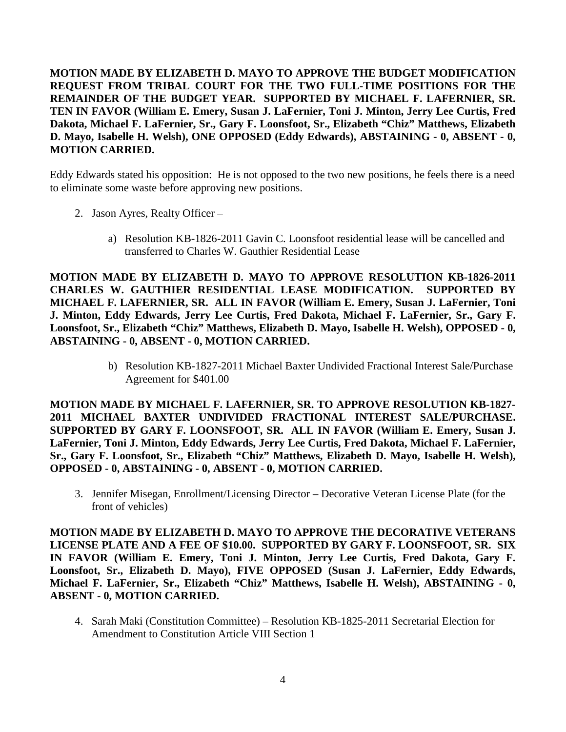**MOTION MADE BY ELIZABETH D. MAYO TO APPROVE THE BUDGET MODIFICATION REQUEST FROM TRIBAL COURT FOR THE TWO FULL-TIME POSITIONS FOR THE REMAINDER OF THE BUDGET YEAR. SUPPORTED BY MICHAEL F. LAFERNIER, SR. TEN IN FAVOR (William E. Emery, Susan J. LaFernier, Toni J. Minton, Jerry Lee Curtis, Fred Dakota, Michael F. LaFernier, Sr., Gary F. Loonsfoot, Sr., Elizabeth "Chiz" Matthews, Elizabeth D. Mayo, Isabelle H. Welsh), ONE OPPOSED (Eddy Edwards), ABSTAINING - 0, ABSENT - 0, MOTION CARRIED.**

Eddy Edwards stated his opposition: He is not opposed to the two new positions, he feels there is a need to eliminate some waste before approving new positions.

2. Jason Ayres, Realty Officer –

    a) Resolution KB-1826-2011 Gavin C. Loonsfoot residential lease will be cancelled and transferred to Charles W. Gauthier Residential Lease

**MOTION MADE BY ELIZABETH D. MAYO TO APPROVE RESOLUTION KB-1826-2011 CHARLES W. GAUTHIER RESIDENTIAL LEASE MODIFICATION. SUPPORTED BY MICHAEL F. LAFERNIER, SR. ALL IN FAVOR (William E. Emery, Susan J. LaFernier, Toni J. Minton, Eddy Edwards, Jerry Lee Curtis, Fred Dakota, Michael F. LaFernier, Sr., Gary F. Loonsfoot, Sr., Elizabeth "Chiz" Matthews, Elizabeth D. Mayo, Isabelle H. Welsh), OPPOSED - 0, ABSTAINING - 0, ABSENT - 0, MOTION CARRIED.**

    b) Resolution KB-1827-2011 Michael Baxter Undivided Fractional Interest Sale/Purchase Agreement for $401.00

**MOTION MADE BY MICHAEL F. LAFERNIER, SR. TO APPROVE RESOLUTION KB-1827-2011 MICHAEL BAXTER UNDIVIDED FRACTIONAL INTEREST SALE/PURCHASE. SUPPORTED BY GARY F. LOONSFOOT, SR. ALL IN FAVOR (William E. Emery, Susan J. LaFernier, Toni J. Minton, Eddy Edwards, Jerry Lee Curtis, Fred Dakota, Michael F. LaFernier, Sr., Gary F. Loonsfoot, Sr., Elizabeth "Chiz" Matthews, Elizabeth D. Mayo, Isabelle H. Welsh), OPPOSED - 0, ABSTAINING - 0, ABSENT - 0, MOTION CARRIED.**

3. Jennifer Misegan, Enrollment/Licensing Director – Decorative Veteran License Plate (for the front of vehicles)

**MOTION MADE BY ELIZABETH D. MAYO TO APPROVE THE DECORATIVE VETERANS LICENSE PLATE AND A FEE OF $10.00. SUPPORTED BY GARY F. LOONSFOOT, SR. SIX IN FAVOR (William E. Emery, Toni J. Minton, Jerry Lee Curtis, Fred Dakota, Gary F. Loonsfoot, Sr., Elizabeth D. Mayo), FIVE OPPOSED (Susan J. LaFernier, Eddy Edwards, Michael F. LaFernier, Sr., Elizabeth "Chiz" Matthews, Isabelle H. Welsh), ABSTAINING - 0, ABSENT - 0, MOTION CARRIED.**

4. Sarah Maki (Constitution Committee) – Resolution KB-1825-2011 Secretarial Election for Amendment to Constitution Article VIII Section 1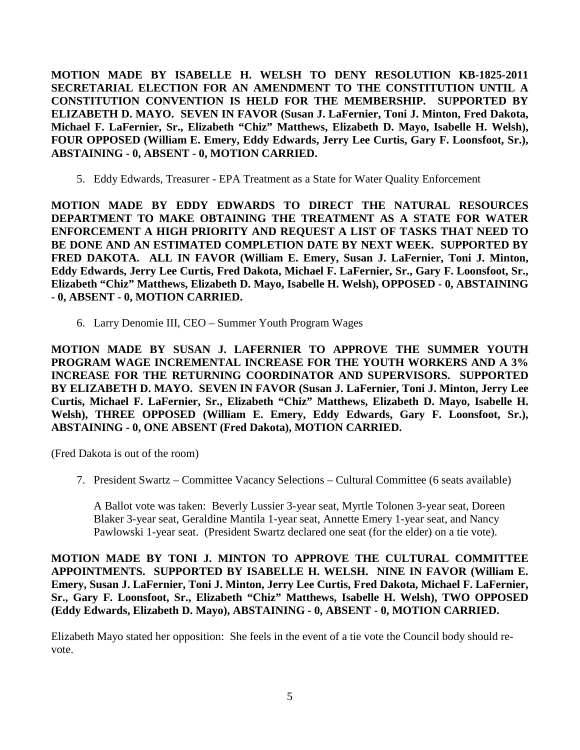**MOTION MADE BY ISABELLE H. WELSH TO DENY RESOLUTION KB-1825-2011 SECRETARIAL ELECTION FOR AN AMENDMENT TO THE CONSTITUTION UNTIL A CONSTITUTION CONVENTION IS HELD FOR THE MEMBERSHIP. SUPPORTED BY ELIZABETH D. MAYO. SEVEN IN FAVOR (Susan J. LaFernier, Toni J. Minton, Fred Dakota, Michael F. LaFernier, Sr., Elizabeth "Chiz" Matthews, Elizabeth D. Mayo, Isabelle H. Welsh), FOUR OPPOSED (William E. Emery, Eddy Edwards, Jerry Lee Curtis, Gary F. Loonsfoot, Sr.), ABSTAINING - 0, ABSENT - 0, MOTION CARRIED.**

5. Eddy Edwards, Treasurer - EPA Treatment as a State for Water Quality Enforcement

**MOTION MADE BY EDDY EDWARDS TO DIRECT THE NATURAL RESOURCES DEPARTMENT TO MAKE OBTAINING THE TREATMENT AS A STATE FOR WATER ENFORCEMENT A HIGH PRIORITY AND REQUEST A LIST OF TASKS THAT NEED TO BE DONE AND AN ESTIMATED COMPLETION DATE BY NEXT WEEK. SUPPORTED BY FRED DAKOTA. ALL IN FAVOR (William E. Emery, Susan J. LaFernier, Toni J. Minton, Eddy Edwards, Jerry Lee Curtis, Fred Dakota, Michael F. LaFernier, Sr., Gary F. Loonsfoot, Sr., Elizabeth "Chiz" Matthews, Elizabeth D. Mayo, Isabelle H. Welsh), OPPOSED - 0, ABSTAINING - 0, ABSENT - 0, MOTION CARRIED.**

6. Larry Denomie III, CEO – Summer Youth Program Wages

**MOTION MADE BY SUSAN J. LAFERNIER TO APPROVE THE SUMMER YOUTH PROGRAM WAGE INCREMENTAL INCREASE FOR THE YOUTH WORKERS AND A 3% INCREASE FOR THE RETURNING COORDINATOR AND SUPERVISORS. SUPPORTED BY ELIZABETH D. MAYO. SEVEN IN FAVOR (Susan J. LaFernier, Toni J. Minton, Jerry Lee Curtis, Michael F. LaFernier, Sr., Elizabeth "Chiz" Matthews, Elizabeth D. Mayo, Isabelle H. Welsh), THREE OPPOSED (William E. Emery, Eddy Edwards, Gary F. Loonsfoot, Sr.), ABSTAINING - 0, ONE ABSENT (Fred Dakota), MOTION CARRIED.**

(Fred Dakota is out of the room)

7. President Swartz – Committee Vacancy Selections – Cultural Committee (6 seats available)

   A Ballot vote was taken: Beverly Lussier 3-year seat, Myrtle Tolonen 3-year seat, Doreen Blaker 3-year seat, Geraldine Mantila 1-year seat, Annette Emery 1-year seat, and Nancy Pawlowski 1-year seat. (President Swartz declared one seat (for the elder) on a tie vote).

**MOTION MADE BY TONI J. MINTON TO APPROVE THE CULTURAL COMMITTEE APPOINTMENTS. SUPPORTED BY ISABELLE H. WELSH. NINE IN FAVOR (William E. Emery, Susan J. LaFernier, Toni J. Minton, Jerry Lee Curtis, Fred Dakota, Michael F. LaFernier, Sr., Gary F. Loonsfoot, Sr., Elizabeth "Chiz" Matthews, Isabelle H. Welsh), TWO OPPOSED (Eddy Edwards, Elizabeth D. Mayo), ABSTAINING - 0, ABSENT - 0, MOTION CARRIED.**

Elizabeth Mayo stated her opposition: She feels in the event of a tie vote the Council body should re-vote.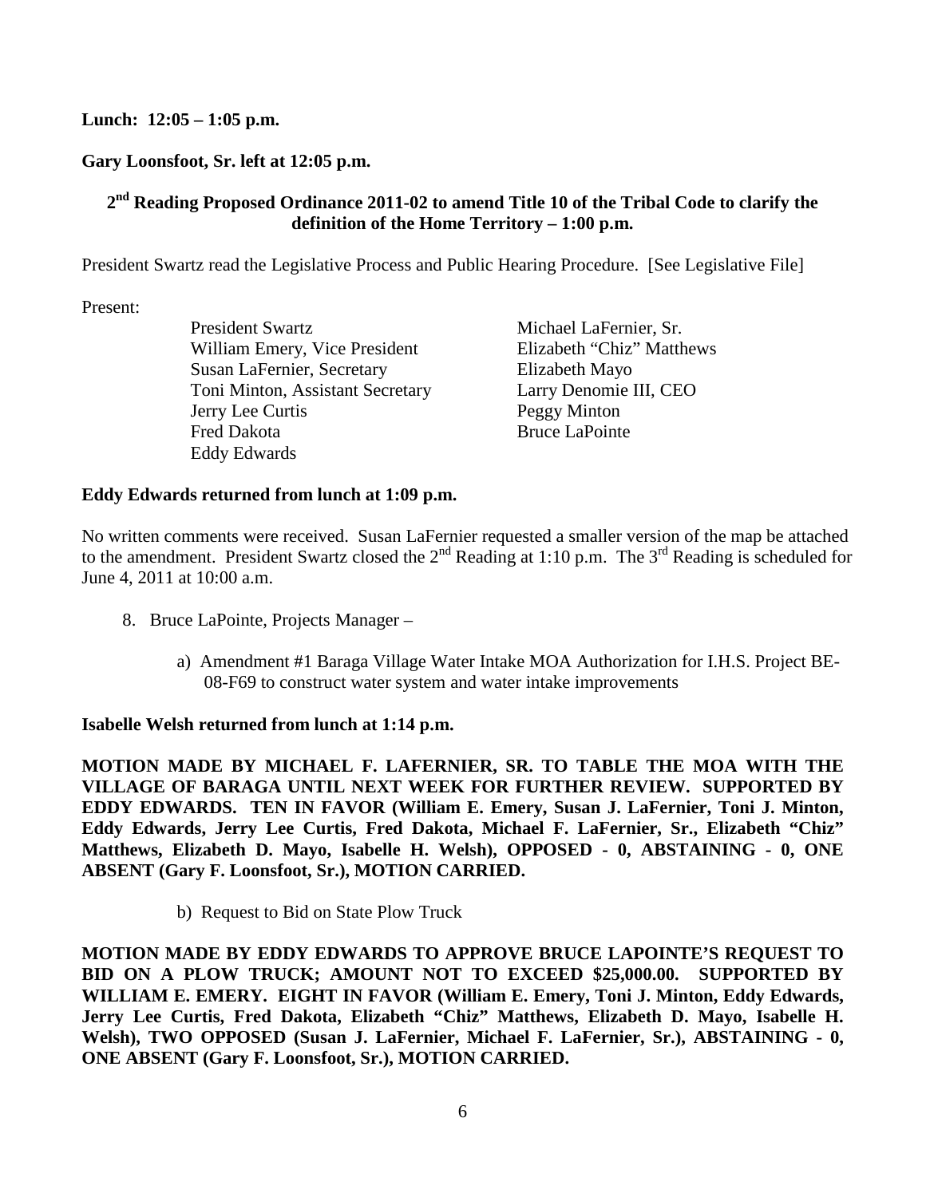**Lunch: 12:05 – 1:05 p.m.**

**Gary Loonsfoot, Sr. left at 12:05 p.m.**

**2nd Reading Proposed Ordinance 2011-02 to amend Title 10 of the Tribal Code to clarify the definition of the Home Territory – 1:00 p.m.**

President Swartz read the Legislative Process and Public Hearing Procedure. [See Legislative File]

Present:

- President Swartz
- William Emery, Vice President
- Susan LaFernier, Secretary
- Toni Minton, Assistant Secretary
- Jerry Lee Curtis
- Fred Dakota
- Eddy Edwards
- Michael LaFernier, Sr.
- Elizabeth "Chiz" Matthews
- Elizabeth Mayo
- Larry Denomie III, CEO
- Peggy Minton
- Bruce LaPointe

**Eddy Edwards returned from lunch at 1:09 p.m.**

No written comments were received. Susan LaFernier requested a smaller version of the map be attached to the amendment. President Swartz closed the 2nd Reading at 1:10 p.m. The 3rd Reading is scheduled for June 4, 2011 at 10:00 a.m.

8. Bruce LaPointe, Projects Manager –

    a) Amendment #1 Baraga Village Water Intake MOA Authorization for I.H.S. Project BE-08-F69 to construct water system and water intake improvements

**Isabelle Welsh returned from lunch at 1:14 p.m.**

**MOTION MADE BY MICHAEL F. LAFERNIER, SR. TO TABLE THE MOA WITH THE VILLAGE OF BARAGA UNTIL NEXT WEEK FOR FURTHER REVIEW. SUPPORTED BY EDDY EDWARDS. TEN IN FAVOR (William E. Emery, Susan J. LaFernier, Toni J. Minton, Eddy Edwards, Jerry Lee Curtis, Fred Dakota, Michael F. LaFernier, Sr., Elizabeth "Chiz" Matthews, Elizabeth D. Mayo, Isabelle H. Welsh), OPPOSED - 0, ABSTAINING - 0, ONE ABSENT (Gary F. Loonsfoot, Sr.), MOTION CARRIED.**

    b) Request to Bid on State Plow Truck

**MOTION MADE BY EDDY EDWARDS TO APPROVE BRUCE LAPOINTE'S REQUEST TO BID ON A PLOW TRUCK; AMOUNT NOT TO EXCEED $25,000.00. SUPPORTED BY WILLIAM E. EMERY. EIGHT IN FAVOR (William E. Emery, Toni J. Minton, Eddy Edwards, Jerry Lee Curtis, Fred Dakota, Elizabeth "Chiz" Matthews, Elizabeth D. Mayo, Isabelle H. Welsh), TWO OPPOSED (Susan J. LaFernier, Michael F. LaFernier, Sr.), ABSTAINING - 0, ONE ABSENT (Gary F. Loonsfoot, Sr.), MOTION CARRIED.**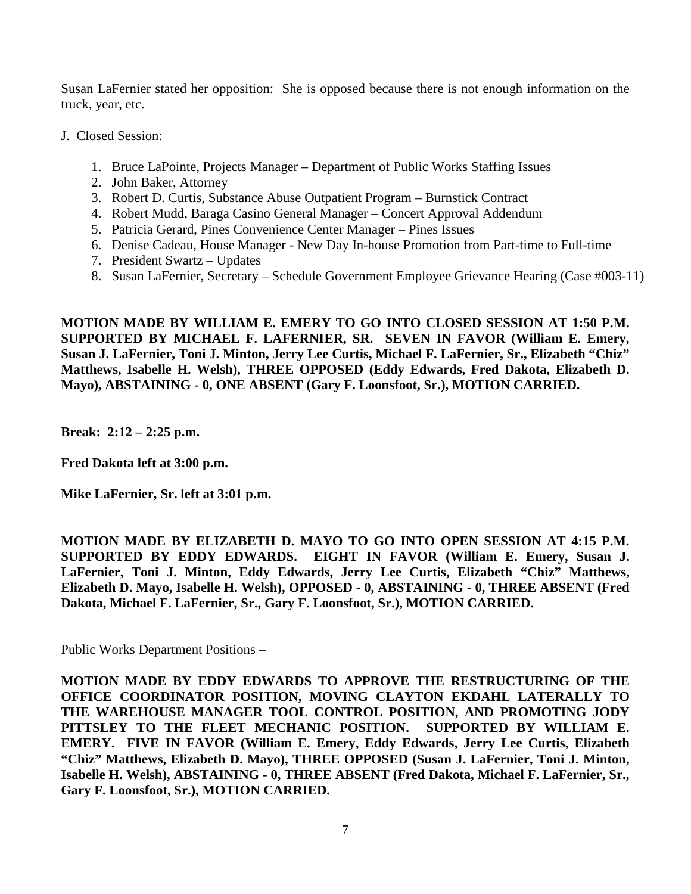Susan LaFernier stated her opposition: She is opposed because there is not enough information on the truck, year, etc.

J. Closed Session:

1. Bruce LaPointe, Projects Manager – Department of Public Works Staffing Issues
2. John Baker, Attorney
3. Robert D. Curtis, Substance Abuse Outpatient Program – Burnstick Contract
4. Robert Mudd, Baraga Casino General Manager – Concert Approval Addendum
5. Patricia Gerard, Pines Convenience Center Manager – Pines Issues
6. Denise Cadeau, House Manager - New Day In-house Promotion from Part-time to Full-time
7. President Swartz – Updates
8. Susan LaFernier, Secretary – Schedule Government Employee Grievance Hearing (Case #003-11)

**MOTION MADE BY WILLIAM E. EMERY TO GO INTO CLOSED SESSION AT 1:50 P.M. SUPPORTED BY MICHAEL F. LAFERNIER, SR. SEVEN IN FAVOR (William E. Emery, Susan J. LaFernier, Toni J. Minton, Jerry Lee Curtis, Michael F. LaFernier, Sr., Elizabeth "Chiz" Matthews, Isabelle H. Welsh), THREE OPPOSED (Eddy Edwards, Fred Dakota, Elizabeth D. Mayo), ABSTAINING - 0, ONE ABSENT (Gary F. Loonsfoot, Sr.), MOTION CARRIED.**

**Break: 2:12 – 2:25 p.m.**

**Fred Dakota left at 3:00 p.m.**

**Mike LaFernier, Sr. left at 3:01 p.m.**

**MOTION MADE BY ELIZABETH D. MAYO TO GO INTO OPEN SESSION AT 4:15 P.M. SUPPORTED BY EDDY EDWARDS. EIGHT IN FAVOR (William E. Emery, Susan J. LaFernier, Toni J. Minton, Eddy Edwards, Jerry Lee Curtis, Elizabeth "Chiz" Matthews, Elizabeth D. Mayo, Isabelle H. Welsh), OPPOSED - 0, ABSTAINING - 0, THREE ABSENT (Fred Dakota, Michael F. LaFernier, Sr., Gary F. Loonsfoot, Sr.), MOTION CARRIED.**

Public Works Department Positions –

**MOTION MADE BY EDDY EDWARDS TO APPROVE THE RESTRUCTURING OF THE OFFICE COORDINATOR POSITION, MOVING CLAYTON EKDAHL LATERALLY TO THE WAREHOUSE MANAGER TOOL CONTROL POSITION, AND PROMOTING JODY PITTSLEY TO THE FLEET MECHANIC POSITION. SUPPORTED BY WILLIAM E. EMERY. FIVE IN FAVOR (William E. Emery, Eddy Edwards, Jerry Lee Curtis, Elizabeth "Chiz" Matthews, Elizabeth D. Mayo), THREE OPPOSED (Susan J. LaFernier, Toni J. Minton, Isabelle H. Welsh), ABSTAINING - 0, THREE ABSENT (Fred Dakota, Michael F. LaFernier, Sr., Gary F. Loonsfoot, Sr.), MOTION CARRIED.**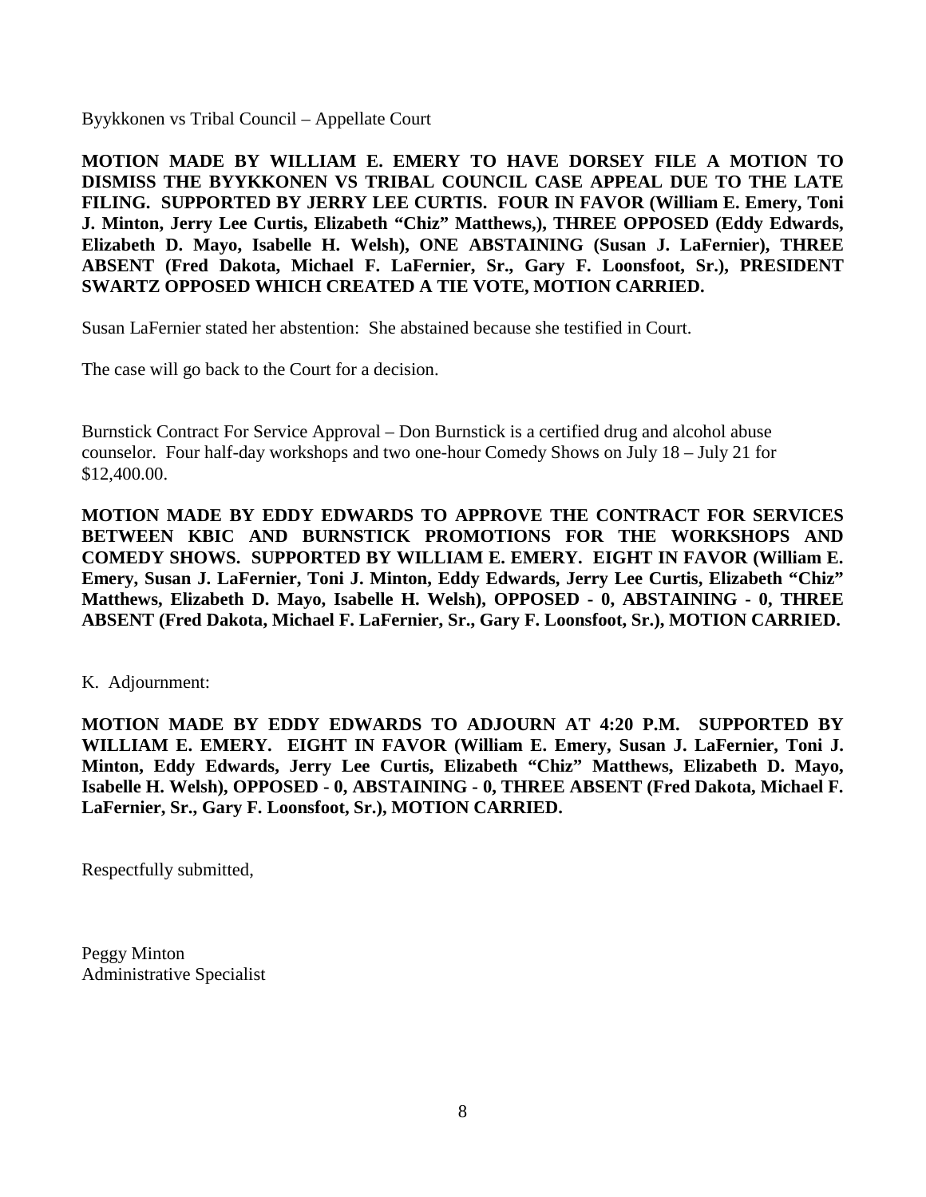Byykkonen vs Tribal Council – Appellate Court

**MOTION MADE BY WILLIAM E. EMERY TO HAVE DORSEY FILE A MOTION TO DISMISS THE BYYKKONEN VS TRIBAL COUNCIL CASE APPEAL DUE TO THE LATE FILING. SUPPORTED BY JERRY LEE CURTIS. FOUR IN FAVOR (William E. Emery, Toni J. Minton, Jerry Lee Curtis, Elizabeth "Chiz" Matthews,), THREE OPPOSED (Eddy Edwards, Elizabeth D. Mayo, Isabelle H. Welsh), ONE ABSTAINING (Susan J. LaFernier), THREE ABSENT (Fred Dakota, Michael F. LaFernier, Sr., Gary F. Loonsfoot, Sr.), PRESIDENT SWARTZ OPPOSED WHICH CREATED A TIE VOTE, MOTION CARRIED.**

Susan LaFernier stated her abstention: She abstained because she testified in Court.

The case will go back to the Court for a decision.

Burnstick Contract For Service Approval – Don Burnstick is a certified drug and alcohol abuse counselor. Four half-day workshops and two one-hour Comedy Shows on July 18 – July 21 for $12,400.00.

**MOTION MADE BY EDDY EDWARDS TO APPROVE THE CONTRACT FOR SERVICES BETWEEN KBIC AND BURNSTICK PROMOTIONS FOR THE WORKSHOPS AND COMEDY SHOWS. SUPPORTED BY WILLIAM E. EMERY. EIGHT IN FAVOR (William E. Emery, Susan J. LaFernier, Toni J. Minton, Eddy Edwards, Jerry Lee Curtis, Elizabeth "Chiz" Matthews, Elizabeth D. Mayo, Isabelle H. Welsh), OPPOSED - 0, ABSTAINING - 0, THREE ABSENT (Fred Dakota, Michael F. LaFernier, Sr., Gary F. Loonsfoot, Sr.), MOTION CARRIED.**

K. Adjournment:

**MOTION MADE BY EDDY EDWARDS TO ADJOURN AT 4:20 P.M. SUPPORTED BY WILLIAM E. EMERY. EIGHT IN FAVOR (William E. Emery, Susan J. LaFernier, Toni J. Minton, Eddy Edwards, Jerry Lee Curtis, Elizabeth "Chiz" Matthews, Elizabeth D. Mayo, Isabelle H. Welsh), OPPOSED - 0, ABSTAINING - 0, THREE ABSENT (Fred Dakota, Michael F. LaFernier, Sr., Gary F. Loonsfoot, Sr.), MOTION CARRIED.**

Respectfully submitted,

Peggy Minton
Administrative Specialist